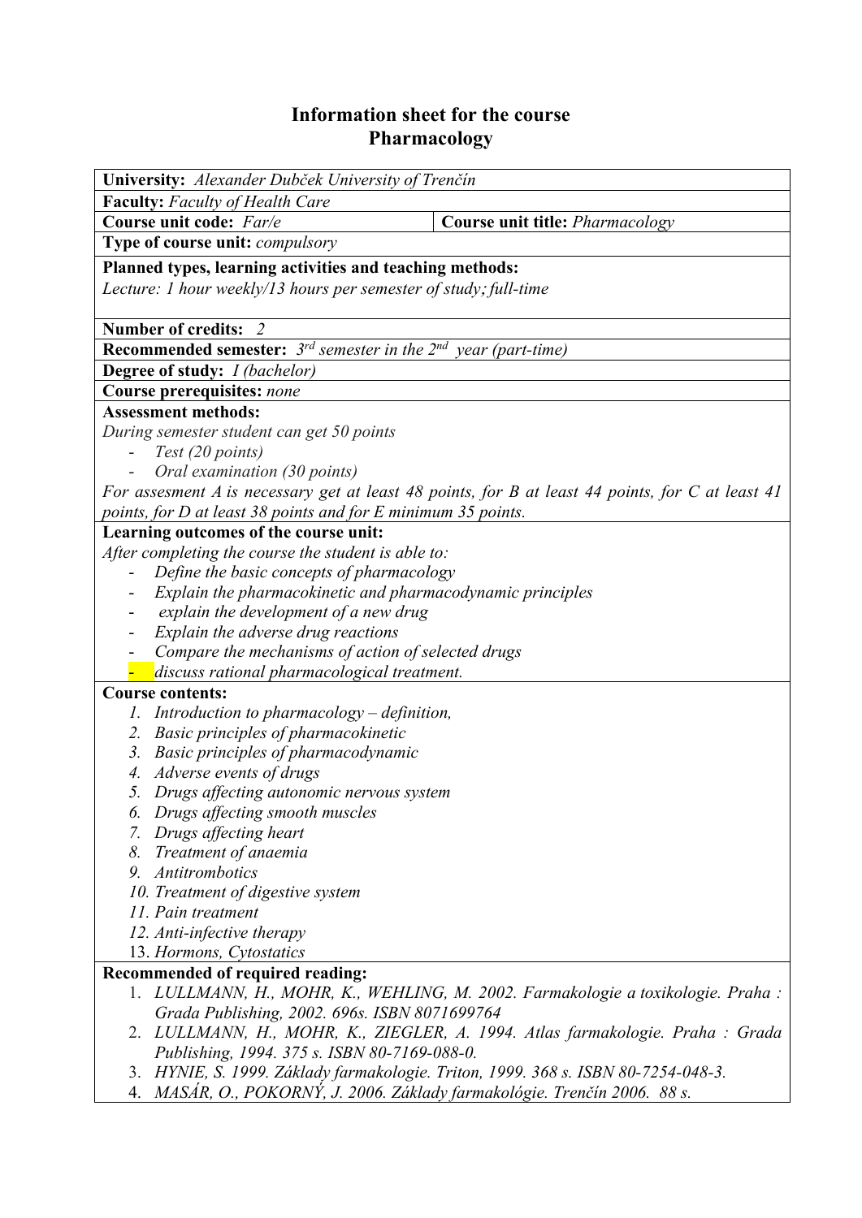# Information sheet for the course
# Pharmacology

**University:** *Alexander Dubček University of Trenčín*

**Faculty:** *Faculty of Health Care*

| **Course unit code:** *Far/e* | **Course unit title:** *Pharmacology* |
|---|---|

**Type of course unit:** *compulsory*

**Planned types, learning activities and teaching methods:**
*Lecture: 1 hour weekly/13 hours per semester of study; full-time*

**Number of credits:** *2*

**Recommended semester:** *3rd semester in the 2nd year (part-time)*

**Degree of study:** *I (bachelor)*

**Course prerequisites:** *none*

**Assessment methods:**
*During semester student can get 50 points*

- *Test (20 points)*
- *Oral examination (30 points)*

*For assesment A is necessary get at least 48 points, for B at least 44 points, for C at least 41 points, for D at least 38 points and for E minimum 35 points.*

**Learning outcomes of the course unit:**
*After completing the course the student is able to:*

- *Define the basic concepts of pharmacology*
- *Explain the pharmacokinetic and pharmacodynamic principles*
- *explain the development of a new drug*
- *Explain the adverse drug reactions*
- *Compare the mechanisms of action of selected drugs*
- *discuss rational pharmacological treatment.*

**Course contents:**

1. *Introduction to pharmacology – definition,*
2. *Basic principles of pharmacokinetic*
3. *Basic principles of pharmacodynamic*
4. *Adverse events of drugs*
5. *Drugs affecting autonomic nervous system*
6. *Drugs affecting smooth muscles*
7. *Drugs affecting heart*
8. *Treatment of anaemia*
9. *Antitrombotics*
10. *Treatment of digestive system*
11. *Pain treatment*
12. *Anti-infective therapy*
13. *Hormons, Cytostatics*

**Recommended of required reading:**

1. *LULLMANN, H., MOHR, K., WEHLING, M. 2002. Farmakologie a toxikologie. Praha : Grada Publishing, 2002. 696s. ISBN 8071699764*
2. *LULLMANN, H., MOHR, K., ZIEGLER, A. 1994. Atlas farmakologie. Praha : Grada Publishing, 1994. 375 s. ISBN 80-7169-088-0.*
3. *HYNIE, S. 1999. Základy farmakologie. Triton, 1999. 368 s. ISBN 80-7254-048-3.*
4. *MASÁR, O., POKORNÝ, J. 2006. Základy farmakológie. Trenčín 2006. 88 s.*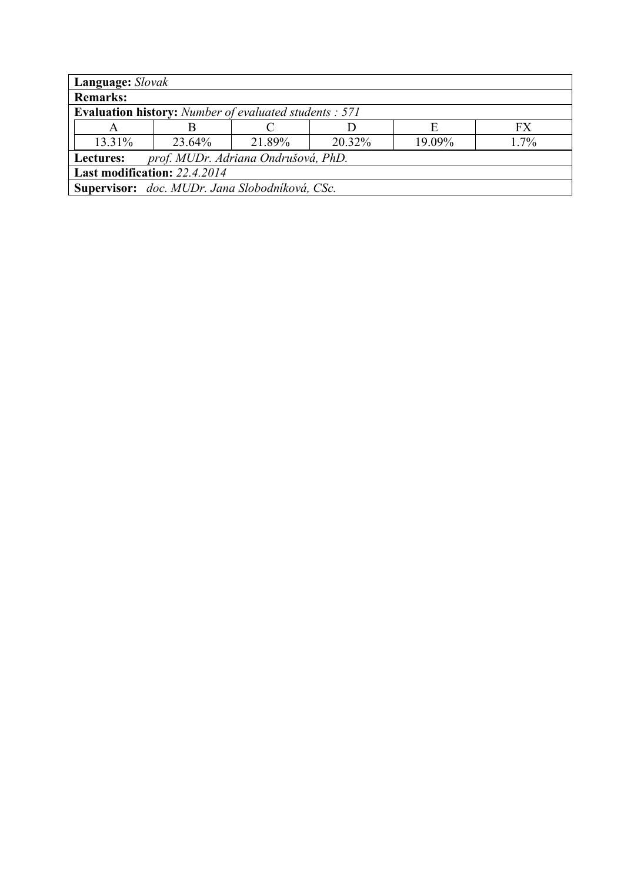**Language:** *Slovak*

**Remarks:**

**Evaluation history:** *Number of evaluated students : 571*

| A | B | C | D | E | FX |
|---|---|---|---|---|---|
| 13.31% | 23.64% | 21.89% | 20.32% | 19.09% | 1.7% |

**Lectures:** *prof. MUDr. Adriana Ondrušová, PhD.*

**Last modification:** *22.4.2014*

**Supervisor:** *doc. MUDr. Jana Slobodníková, CSc.*